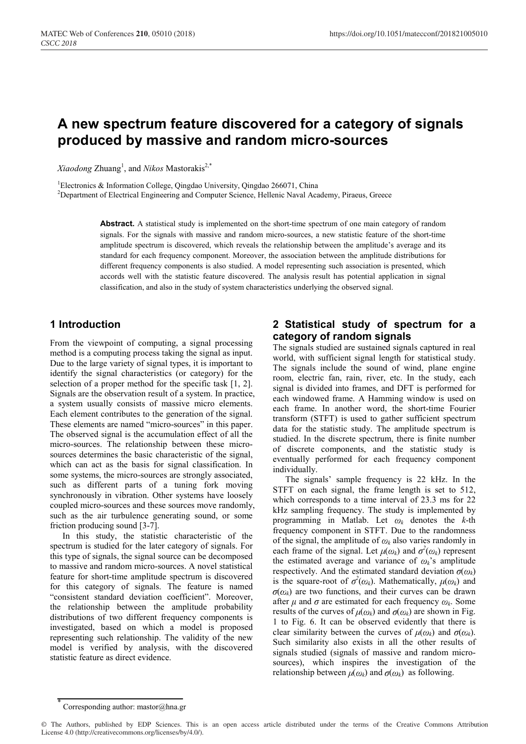# A new spectrum feature discovered for a category of signals produced by massive and random micro-sources

*Xiaodong* Zhuang[1], and *Nikos* Mastorakis[2,*]

[1]Electronics & Information College, Qingdao University, Qingdao 266071, China
[2]Department of Electrical Engineering and Computer Science, Hellenic Naval Academy, Piraeus, Greece

**Abstract.** A statistical study is implemented on the short-time spectrum of one main category of random signals. For the signals with massive and random micro-sources, a new statistic feature of the short-time amplitude spectrum is discovered, which reveals the relationship between the amplitude's average and its standard for each frequency component. Moreover, the association between the amplitude distributions for different frequency components is also studied. A model representing such association is presented, which accords well with the statistic feature discovered. The analysis result has potential application in signal classification, and also in the study of system characteristics underlying the observed signal.

## 1 Introduction

From the viewpoint of computing, a signal processing method is a computing process taking the signal as input. Due to the large variety of signal types, it is important to identify the signal characteristics (or category) for the selection of a proper method for the specific task [1, 2]. Signals are the observation result of a system. In practice, a system usually consists of massive micro elements. Each element contributes to the generation of the signal. These elements are named "micro-sources" in this paper. The observed signal is the accumulation effect of all the micro-sources. The relationship between these micro-sources determines the basic characteristic of the signal, which can act as the basis for signal classification. In some systems, the micro-sources are strongly associated, such as different parts of a tuning fork moving synchronously in vibration. Other systems have loosely coupled micro-sources and these sources move randomly, such as the air turbulence generating sound, or some friction producing sound [3-7].

In this study, the statistic characteristic of the spectrum is studied for the later category of signals. For this type of signals, the signal source can be decomposed to massive and random micro-sources. A novel statistical feature for short-time amplitude spectrum is discovered for this category of signals. The feature is named "consistent standard deviation coefficient". Moreover, the relationship between the amplitude probability distributions of two different frequency components is investigated, based on which a model is proposed representing such relationship. The validity of the new model is verified by analysis, with the discovered statistic feature as direct evidence.

## 2 Statistical study of spectrum for a category of random signals

The signals studied are sustained signals captured in real world, with sufficient signal length for statistical study. The signals include the sound of wind, plane engine room, electric fan, rain, river, etc. In the study, each signal is divided into frames, and DFT is performed for each windowed frame. A Hamming window is used on each frame. In another word, the short-time Fourier transform (STFT) is used to gather sufficient spectrum data for the statistic study. The amplitude spectrum is studied. In the discrete spectrum, there is finite number of discrete components, and the statistic study is eventually performed for each frequency component individually.

The signals' sample frequency is 22 kHz. In the STFT on each signal, the frame length is set to 512, which corresponds to a time interval of 23.3 ms for 22 kHz sampling frequency. The study is implemented by programming in Matlab. Let $\omega_k$ denotes the $k$-th frequency component in STFT. Due to the randomness of the signal, the amplitude of $\omega_k$ also varies randomly in each frame of the signal. Let $\mu(\omega_k)$ and $\sigma^2(\omega_k)$ represent the estimated average and variance of $\omega_k$'s amplitude respectively. And the estimated standard deviation $\sigma(\omega_k)$ is the square-root of $\sigma^2(\omega_k)$. Mathematically, $\mu(\omega_k)$ and $\sigma(\omega_k)$ are two functions, and their curves can be drawn after $\mu$ and $\sigma$ are estimated for each frequency $\omega_k$. Some results of the curves of $\mu(\omega_k)$ and $\sigma(\omega_k)$ are shown in Fig. 1 to Fig. 6. It can be observed evidently that there is clear similarity between the curves of $\mu(\omega_k)$ and $\sigma(\omega_k)$. Such similarity also exists in all the other results of signals studied (signals of massive and random micro-sources), which inspires the investigation of the relationship between $\mu(\omega_k)$ and $\sigma(\omega_k)$ as following.

[*] Corresponding author: mastor@hna.gr

© The Authors, published by EDP Sciences. This is an open access article distributed under the terms of the Creative Commons Attribution License 4.0 (http://creativecommons.org/licenses/by/4.0/).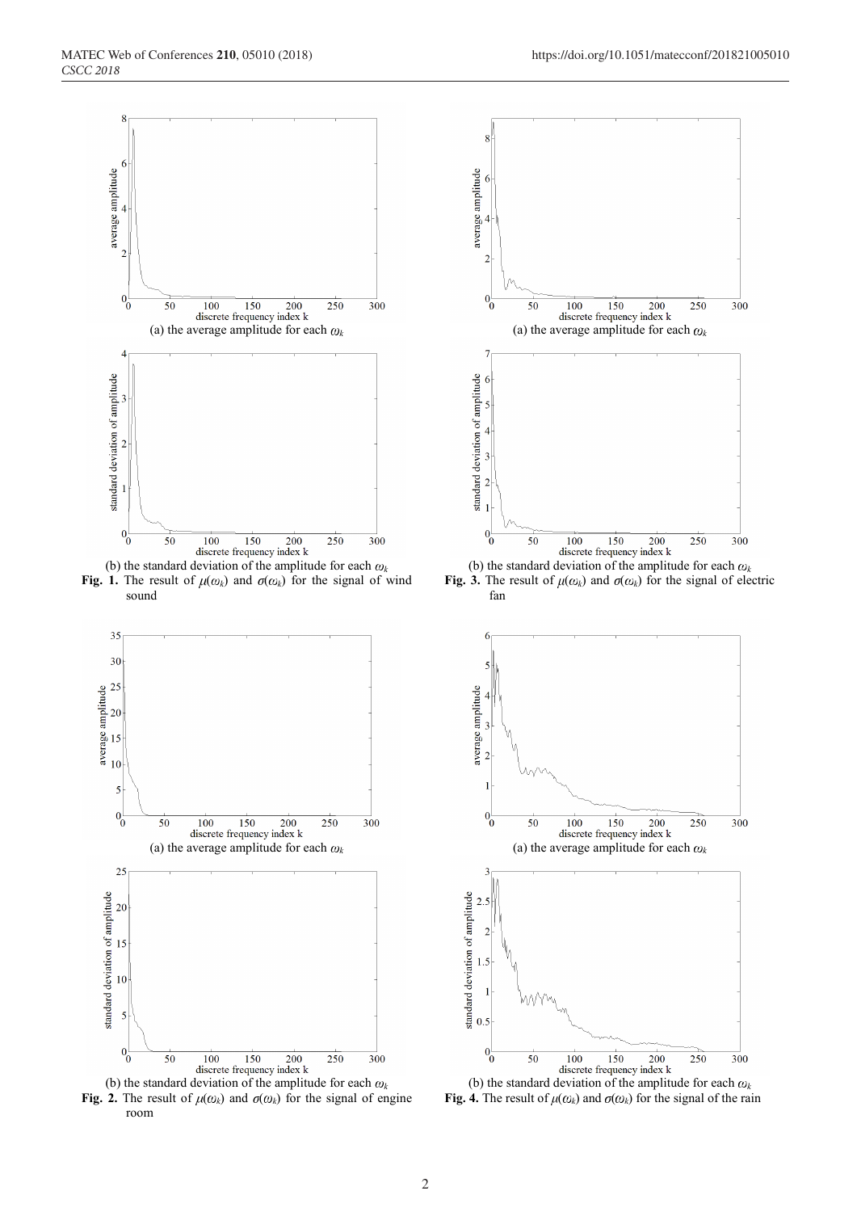(a) the average amplitude for each $\omega_k$

(b) the standard deviation of the amplitude for each $\omega_k$

**Fig. 1.** The result of $\mu(\omega_k)$ and $\sigma(\omega_k)$ for the signal of wind sound

(a) the average amplitude for each $\omega_k$

(b) the standard deviation of the amplitude for each $\omega_k$

**Fig. 2.** The result of $\mu(\omega_k)$ and $\sigma(\omega_k)$ for the signal of engine room

(a) the average amplitude for each $\omega_k$

(b) the standard deviation of the amplitude for each $\omega_k$

**Fig. 3.** The result of $\mu(\omega_k)$ and $\sigma(\omega_k)$ for the signal of electric fan

(a) the average amplitude for each $\omega_k$

(b) the standard deviation of the amplitude for each $\omega_k$

**Fig. 4.** The result of $\mu(\omega_k)$ and $\sigma(\omega_k)$ for the signal of the rain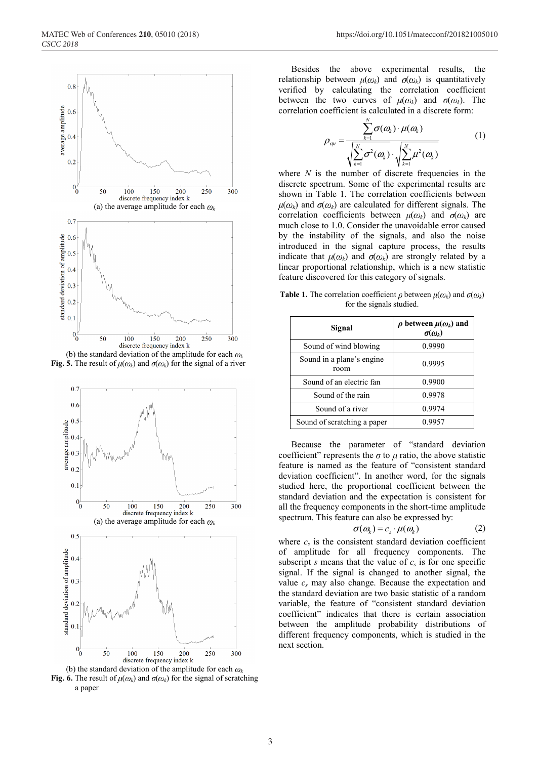(a) the average amplitude for each $\omega_k$

(b) the standard deviation of the amplitude for each $\omega_k$

**Fig. 5.** The result of $\mu(\omega_k)$ and $\sigma(\omega_k)$ for the signal of a river

(a) the average amplitude for each $\omega_k$

(b) the standard deviation of the amplitude for each $\omega_k$

**Fig. 6.** The result of $\mu(\omega_k)$ and $\sigma(\omega_k)$ for the signal of scratching a paper

Besides the above experimental results, the relationship between $\mu(\omega_k)$ and $\sigma(\omega_k)$ is quantitatively verified by calculating the correlation coefficient between the two curves of $\mu(\omega_k)$ and $\sigma(\omega_k)$. The correlation coefficient is calculated in a discrete form:

$$\rho_{\sigma\mu} = \frac{\sum_{k=1}^{N} \sigma(\omega_k) \cdot \mu(\omega_k)}{\sqrt{\sum_{k=1}^{N} \sigma^2(\omega_k)} \cdot \sqrt{\sum_{k=1}^{N} \mu^2(\omega_k)}} \tag{1}$$

where $N$ is the number of discrete frequencies in the discrete spectrum. Some of the experimental results are shown in Table 1. The correlation coefficients between $\mu(\omega_k)$ and $\sigma(\omega_k)$ are calculated for different signals. The correlation coefficients between $\mu(\omega_k)$ and $\sigma(\omega_k)$ are much close to 1.0. Consider the unavoidable error caused by the instability of the signals, and also the noise introduced in the signal capture process, the results indicate that $\mu(\omega_k)$ and $\sigma(\omega_k)$ are strongly related by a linear proportional relationship, which is a new statistic feature discovered for this category of signals.

**Table 1.** The correlation coefficient $\rho$ between $\mu(\omega_k)$ and $\sigma(\omega_k)$ for the signals studied.

| Signal | $\rho$ between $\mu(\omega_k)$ and $\sigma(\omega_k)$ |
|---|---|
| Sound of wind blowing | 0.9990 |
| Sound in a plane's engine room | 0.9995 |
| Sound of an electric fan | 0.9900 |
| Sound of the rain | 0.9978 |
| Sound of a river | 0.9974 |
| Sound of scratching a paper | 0.9957 |

Because the parameter of "standard deviation coefficient" represents the $\sigma$ to $\mu$ ratio, the above statistic feature is named as the feature of "consistent standard deviation coefficient". In another word, for the signals studied here, the proportional coefficient between the standard deviation and the expectation is consistent for all the frequency components in the short-time amplitude spectrum. This feature can also be expressed by:

$$\sigma(\omega_k) = c_s \cdot \mu(\omega_k) \tag{2}$$

where $c_s$ is the consistent standard deviation coefficient of amplitude for all frequency components. The subscript $s$ means that the value of $c_s$ is for one specific signal. If the signal is changed to another signal, the value $c_s$ may also change. Because the expectation and the standard deviation are two basic statistic of a random variable, the feature of "consistent standard deviation coefficient" indicates that there is certain association between the amplitude probability distributions of different frequency components, which is studied in the next section.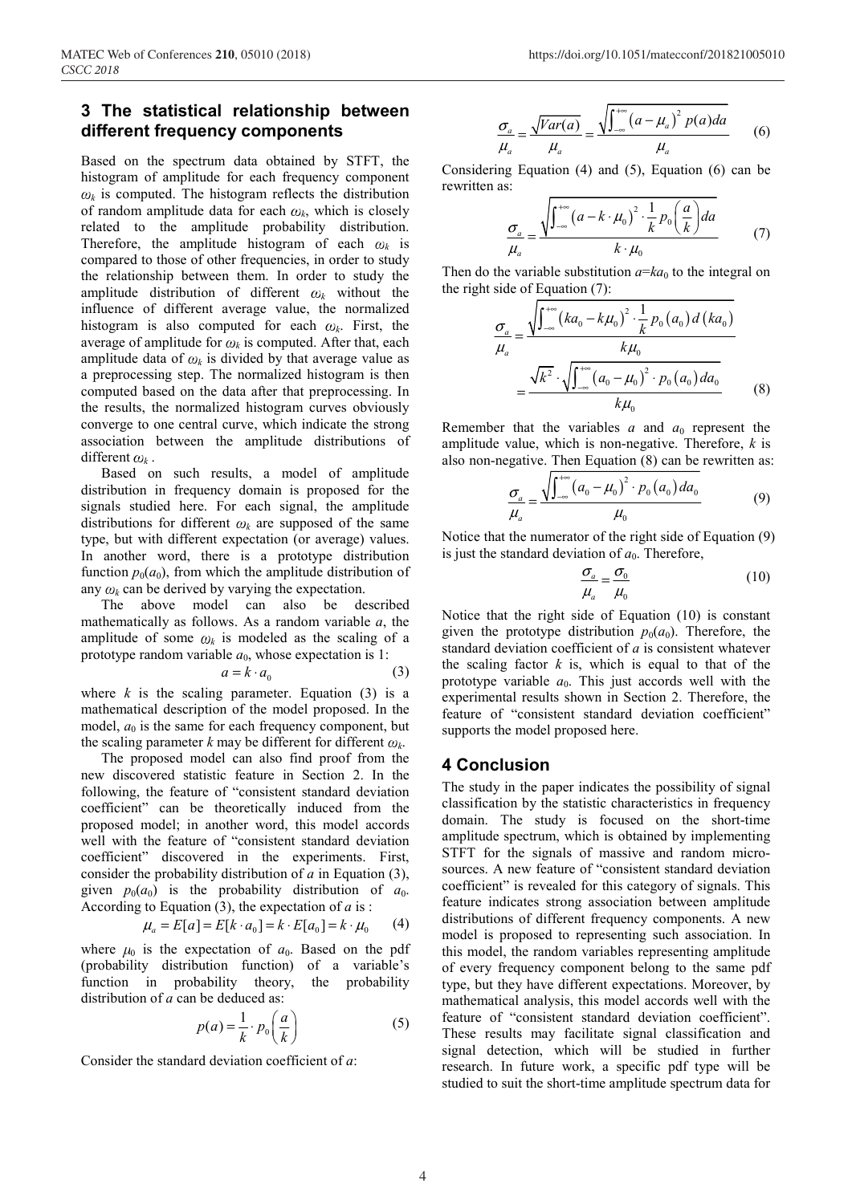## 3 The statistical relationship between different frequency components

Based on the spectrum data obtained by STFT, the histogram of amplitude for each frequency component $\omega_k$ is computed. The histogram reflects the distribution of random amplitude data for each $\omega_k$, which is closely related to the amplitude probability distribution. Therefore, the amplitude histogram of each $\omega_k$ is compared to those of other frequencies, in order to study the relationship between them. In order to study the amplitude distribution of different $\omega_k$ without the influence of different average value, the normalized histogram is also computed for each $\omega_k$. First, the average of amplitude for $\omega_k$ is computed. After that, each amplitude data of $\omega_k$ is divided by that average value as a preprocessing step. The normalized histogram is then computed based on the data after that preprocessing. In the results, the normalized histogram curves obviously converge to one central curve, which indicate the strong association between the amplitude distributions of different $\omega_k$ .

Based on such results, a model of amplitude distribution in frequency domain is proposed for the signals studied here. For each signal, the amplitude distributions for different $\omega_k$ are supposed of the same type, but with different expectation (or average) values. In another word, there is a prototype distribution function $p_0(a_0)$, from which the amplitude distribution of any $\omega_k$ can be derived by varying the expectation.

The above model can also be described mathematically as follows. As a random variable $a$, the amplitude of some $\omega_k$ is modeled as the scaling of a prototype random variable $a_0$, whose expectation is 1:

$$a = k \cdot a_0 \tag{3}$$

where $k$ is the scaling parameter. Equation (3) is a mathematical description of the model proposed. In the model, $a_0$ is the same for each frequency component, but the scaling parameter $k$ may be different for different $\omega_k$.

The proposed model can also find proof from the new discovered statistic feature in Section 2. In the following, the feature of "consistent standard deviation coefficient" can be theoretically induced from the proposed model; in another word, this model accords well with the feature of "consistent standard deviation coefficient" discovered in the experiments. First, consider the probability distribution of $a$ in Equation (3), given $p_0(a_0)$ is the probability distribution of $a_0$. According to Equation (3), the expectation of $a$ is :

$$\mu_a = E[a] = E[k \cdot a_0] = k \cdot E[a_0] = k \cdot \mu_0 \tag{4}$$

where $\mu_0$ is the expectation of $a_0$. Based on the pdf (probability distribution function) of a variable's function in probability theory, the probability distribution of $a$ can be deduced as:

$$p(a) = \frac{1}{k} \cdot p_0\left(\frac{a}{k}\right) \tag{5}$$

Consider the standard deviation coefficient of $a$:

$$\frac{\sigma_a}{\mu_a} = \frac{\sqrt{Var(a)}}{\mu_a} = \frac{\sqrt{\int_{-\infty}^{+\infty} (a-\mu_a)^2 \, p(a) da}}{\mu_a} \tag{6}$$

Considering Equation (4) and (5), Equation (6) can be rewritten as:

$$\frac{\sigma_a}{\mu_a} = \frac{\sqrt{\int_{-\infty}^{+\infty} (a - k \cdot \mu_0)^2 \cdot \frac{1}{k} p_0\left(\frac{a}{k}\right) da}}{k \cdot \mu_0} \tag{7}$$

Then do the variable substitution $a = ka_0$ to the integral on the right side of Equation (7):

$$\frac{\sigma_a}{\mu_a} = \frac{\sqrt{\int_{-\infty}^{+\infty} (ka_0 - k\mu_0)^2 \cdot \frac{1}{k} p_0(a_0) d(ka_0)}}{k\mu_0}$$

$$= \frac{\sqrt{k^2} \cdot \sqrt{\int_{-\infty}^{+\infty} (a_0 - \mu_0)^2 \cdot p_0(a_0) da_0}}{k\mu_0} \tag{8}$$

Remember that the variables $a$ and $a_0$ represent the amplitude value, which is non-negative. Therefore, $k$ is also non-negative. Then Equation (8) can be rewritten as:

$$\frac{\sigma_a}{\mu_a} = \frac{\sqrt{\int_{-\infty}^{+\infty} (a_0 - \mu_0)^2 \cdot p_0(a_0) da_0}}{\mu_0} \tag{9}$$

Notice that the numerator of the right side of Equation (9) is just the standard deviation of $a_0$. Therefore,

$$\frac{\sigma_a}{\mu_a} = \frac{\sigma_0}{\mu_0} \tag{10}$$

Notice that the right side of Equation (10) is constant given the prototype distribution $p_0(a_0)$. Therefore, the standard deviation coefficient of $a$ is consistent whatever the scaling factor $k$ is, which is equal to that of the prototype variable $a_0$. This just accords well with the experimental results shown in Section 2. Therefore, the feature of "consistent standard deviation coefficient" supports the model proposed here.

## 4 Conclusion

The study in the paper indicates the possibility of signal classification by the statistic characteristics in frequency domain. The study is focused on the short-time amplitude spectrum, which is obtained by implementing STFT for the signals of massive and random micro-sources. A new feature of "consistent standard deviation coefficient" is revealed for this category of signals. This feature indicates strong association between amplitude distributions of different frequency components. A new model is proposed to representing such association. In this model, the random variables representing amplitude of every frequency component belong to the same pdf type, but they have different expectations. Moreover, by mathematical analysis, this model accords well with the feature of "consistent standard deviation coefficient". These results may facilitate signal classification and signal detection, which will be studied in further research. In future work, a specific pdf type will be studied to suit the short-time amplitude spectrum data for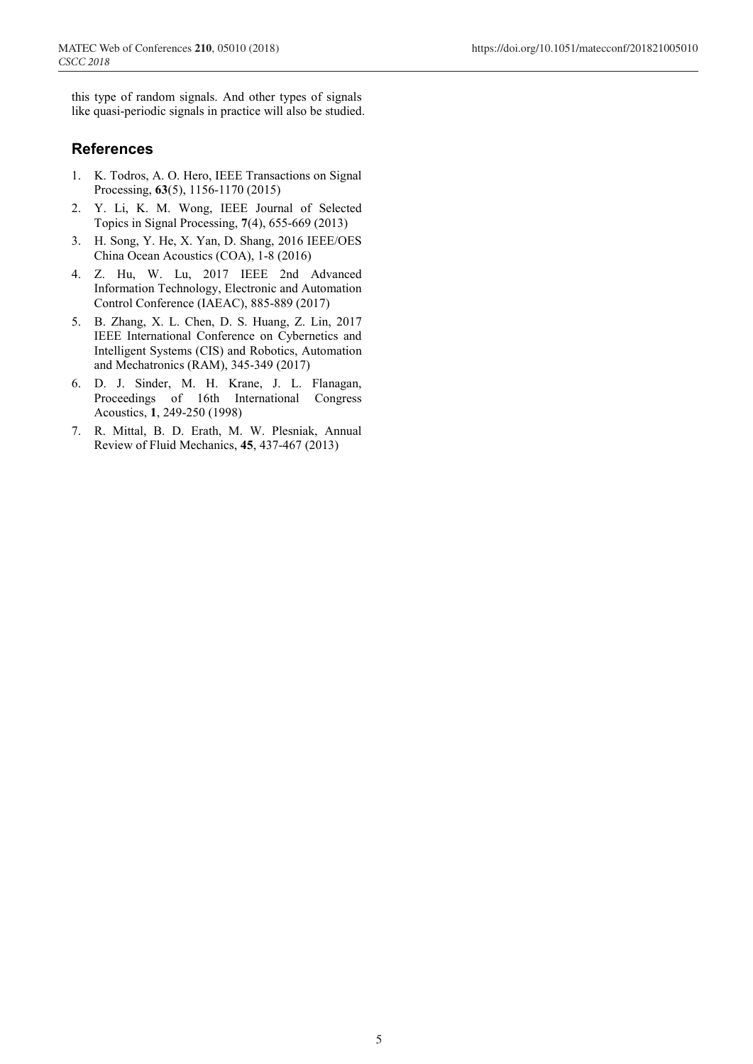this type of random signals. And other types of signals like quasi-periodic signals in practice will also be studied.

## References

1. K. Todros, A. O. Hero, IEEE Transactions on Signal Processing, **63**(5), 1156-1170 (2015)
2. Y. Li, K. M. Wong, IEEE Journal of Selected Topics in Signal Processing, **7**(4), 655-669 (2013)
3. H. Song, Y. He, X. Yan, D. Shang, 2016 IEEE/OES China Ocean Acoustics (COA), 1-8 (2016)
4. Z. Hu, W. Lu, 2017 IEEE 2nd Advanced Information Technology, Electronic and Automation Control Conference (IAEAC), 885-889 (2017)
5. B. Zhang, X. L. Chen, D. S. Huang, Z. Lin, 2017 IEEE International Conference on Cybernetics and Intelligent Systems (CIS) and Robotics, Automation and Mechatronics (RAM), 345-349 (2017)
6. D. J. Sinder, M. H. Krane, J. L. Flanagan, Proceedings of 16th International Congress Acoustics, **1**, 249-250 (1998)
7. R. Mittal, B. D. Erath, M. W. Plesniak, Annual Review of Fluid Mechanics, **45**, 437-467 (2013)